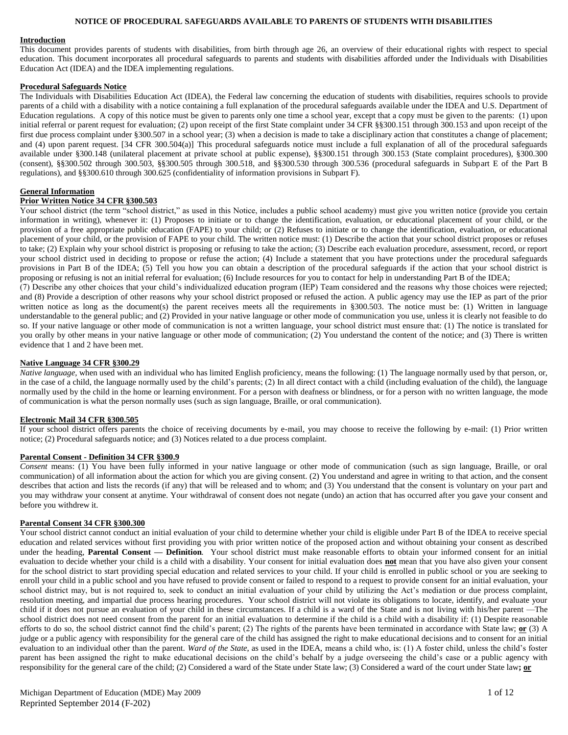# NOTICE OF PROCEDURAL SAFEGUARDS AVAILABLE TO PARENTS OF STUDENTS WITH DISABILITIES

## Introduction

This document provides parents of students with disabilities, from birth through age 26, an overview of their educational rights with respect to special education. This document incorporates all procedural safeguards to parents and students with disabilities afforded under the Individuals with Disabilities Education Act (IDEA) and the IDEA implementing regulations.

## Procedural Safeguards Notice

The Individuals with Disabilities Education Act (IDEA), the Federal law concerning the education of students with disabilities, requires schools to provide parents of a child with a disability with a notice containing a full explanation of the procedural safeguards available under the IDEA and U.S. Department of Education regulations. A copy of this notice must be given to parents only one time a school year, except that a copy must be given to the parents: (1) upon initial referral or parent request for evaluation; (2) upon receipt of the first State complaint under 34 CFR §§300.151 through 300.153 and upon receipt of the first due process complaint under §300.507 in a school year; (3) when a decision is made to take a disciplinary action that constitutes a change of placement; and (4) upon parent request. [34 CFR 300.504(a)] This procedural safeguards notice must include a full explanation of all of the procedural safeguards available under §300.148 (unilateral placement at private school at public expense), §§300.151 through 300.153 (State complaint procedures), §300.300 (consent), §§300.502 through 300.503, §§300.505 through 300.518, and §§300.530 through 300.536 (procedural safeguards in Subpart E of the Part B regulations), and §§300.610 through 300.625 (confidentiality of information provisions in Subpart F).

## General Information

### Prior Written Notice 34 CFR §300.503

Your school district (the term "school district," as used in this Notice, includes a public school academy) must give you written notice (provide you certain information in writing), whenever it: (1) Proposes to initiate or to change the identification, evaluation, or educational placement of your child, or the provision of a free appropriate public education (FAPE) to your child; or (2) Refuses to initiate or to change the identification, evaluation, or educational placement of your child, or the provision of FAPE to your child. The written notice must: (1) Describe the action that your school district proposes or refuses to take; (2) Explain why your school district is proposing or refusing to take the action; (3) Describe each evaluation procedure, assessment, record, or report your school district used in deciding to propose or refuse the action; (4) Include a statement that you have protections under the procedural safeguards provisions in Part B of the IDEA; (5) Tell you how you can obtain a description of the procedural safeguards if the action that your school district is proposing or refusing is not an initial referral for evaluation; (6) Include resources for you to contact for help in understanding Part B of the IDEA;
(7) Describe any other choices that your child's individualized education program (IEP) Team considered and the reasons why those choices were rejected; and (8) Provide a description of other reasons why your school district proposed or refused the action. A public agency may use the IEP as part of the prior written notice as long as the document(s) the parent receives meets all the requirements in §300.503. The notice must be: (1) Written in language understandable to the general public; and (2) Provided in your native language or other mode of communication you use, unless it is clearly not feasible to do so. If your native language or other mode of communication is not a written language, your school district must ensure that: (1) The notice is translated for you orally by other means in your native language or other mode of communication; (2) You understand the content of the notice; and (3) There is written evidence that 1 and 2 have been met.

### Native Language 34 CFR §300.29

*Native language,* when used with an individual who has limited English proficiency, means the following: (1) The language normally used by that person, or, in the case of a child, the language normally used by the child's parents; (2) In all direct contact with a child (including evaluation of the child), the language normally used by the child in the home or learning environment. For a person with deafness or blindness, or for a person with no written language, the mode of communication is what the person normally uses (such as sign language, Braille, or oral communication).

### Electronic Mail 34 CFR §300.505

If your school district offers parents the choice of receiving documents by e-mail, you may choose to receive the following by e-mail: (1) Prior written notice; (2) Procedural safeguards notice; and (3) Notices related to a due process complaint.

### Parental Consent - Definition 34 CFR §300.9

*Consent* means: (1) You have been fully informed in your native language or other mode of communication (such as sign language, Braille, or oral communication) of all information about the action for which you are giving consent. (2) You understand and agree in writing to that action, and the consent describes that action and lists the records (if any) that will be released and to whom; and (3) You understand that the consent is voluntary on your part and you may withdraw your consent at anytime. Your withdrawal of consent does not negate (undo) an action that has occurred after you gave your consent and before you withdrew it.

### Parental Consent 34 CFR §300.300

Your school district cannot conduct an initial evaluation of your child to determine whether your child is eligible under Part B of the IDEA to receive special education and related services without first providing you with prior written notice of the proposed action and without obtaining your consent as described under the heading, **Parental Consent — Definition**. Your school district must make reasonable efforts to obtain your informed consent for an initial evaluation to decide whether your child is a child with a disability. Your consent for initial evaluation does **not** mean that you have also given your consent for the school district to start providing special education and related services to your child. If your child is enrolled in public school or you are seeking to enroll your child in a public school and you have refused to provide consent or failed to respond to a request to provide consent for an initial evaluation, your school district may, but is not required to, seek to conduct an initial evaluation of your child by utilizing the Act's mediation or due process complaint, resolution meeting, and impartial due process hearing procedures. Your school district will not violate its obligations to locate, identify, and evaluate your child if it does not pursue an evaluation of your child in these circumstances. If a child is a ward of the State and is not living with his/her parent —The school district does not need consent from the parent for an initial evaluation to determine if the child is a child with a disability if: (1) Despite reasonable efforts to do so, the school district cannot find the child's parent; (2) The rights of the parents have been terminated in accordance with State law; **or** (3) A judge or a public agency with responsibility for the general care of the child has assigned the right to make educational decisions and to consent for an initial evaluation to an individual other than the parent. *Ward of the State*, as used in the IDEA, means a child who, is: (1) A foster child, unless the child's foster parent has been assigned the right to make educational decisions on the child's behalf by a judge overseeing the child's case or a public agency with responsibility for the general care of the child; (2) Considered a ward of the State under State law; (3) Considered a ward of the court under State law**; or**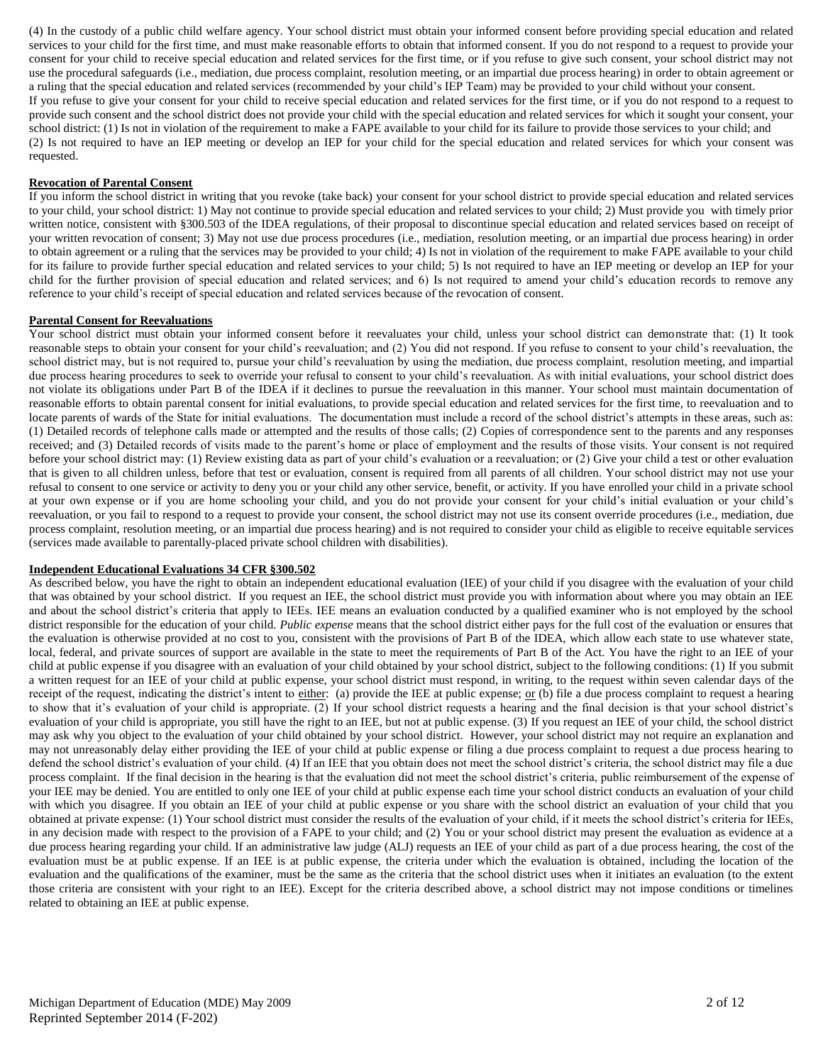(4) In the custody of a public child welfare agency. Your school district must obtain your informed consent before providing special education and related services to your child for the first time, and must make reasonable efforts to obtain that informed consent. If you do not respond to a request to provide your consent for your child to receive special education and related services for the first time, or if you refuse to give such consent, your school district may not use the procedural safeguards (i.e., mediation, due process complaint, resolution meeting, or an impartial due process hearing) in order to obtain agreement or a ruling that the special education and related services (recommended by your child's IEP Team) may be provided to your child without your consent.

If you refuse to give your consent for your child to receive special education and related services for the first time, or if you do not respond to a request to provide such consent and the school district does not provide your child with the special education and related services for which it sought your consent, your school district: (1) Is not in violation of the requirement to make a FAPE available to your child for its failure to provide those services to your child; and (2) Is not required to have an IEP meeting or develop an IEP for your child for the special education and related services for which your consent was requested.

**Revocation of Parental Consent**

If you inform the school district in writing that you revoke (take back) your consent for your school district to provide special education and related services to your child, your school district: 1) May not continue to provide special education and related services to your child; 2) Must provide you with timely prior written notice, consistent with §300.503 of the IDEA regulations, of their proposal to discontinue special education and related services based on receipt of your written revocation of consent; 3) May not use due process procedures (i.e., mediation, resolution meeting, or an impartial due process hearing) in order to obtain agreement or a ruling that the services may be provided to your child; 4) Is not in violation of the requirement to make FAPE available to your child for its failure to provide further special education and related services to your child; 5) Is not required to have an IEP meeting or develop an IEP for your child for the further provision of special education and related services; and 6) Is not required to amend your child's education records to remove any reference to your child's receipt of special education and related services because of the revocation of consent.

**Parental Consent for Reevaluations**

Your school district must obtain your informed consent before it reevaluates your child, unless your school district can demonstrate that: (1) It took reasonable steps to obtain your consent for your child's reevaluation; and (2) You did not respond. If you refuse to consent to your child's reevaluation, the school district may, but is not required to, pursue your child's reevaluation by using the mediation, due process complaint, resolution meeting, and impartial due process hearing procedures to seek to override your refusal to consent to your child's reevaluation. As with initial evaluations, your school district does not violate its obligations under Part B of the IDEA if it declines to pursue the reevaluation in this manner. Your school must maintain documentation of reasonable efforts to obtain parental consent for initial evaluations, to provide special education and related services for the first time, to reevaluation and to locate parents of wards of the State for initial evaluations. The documentation must include a record of the school district's attempts in these areas, such as: (1) Detailed records of telephone calls made or attempted and the results of those calls; (2) Copies of correspondence sent to the parents and any responses received; and (3) Detailed records of visits made to the parent's home or place of employment and the results of those visits. Your consent is not required before your school district may: (1) Review existing data as part of your child's evaluation or a reevaluation; or (2) Give your child a test or other evaluation that is given to all children unless, before that test or evaluation, consent is required from all parents of all children. Your school district may not use your refusal to consent to one service or activity to deny you or your child any other service, benefit, or activity. If you have enrolled your child in a private school at your own expense or if you are home schooling your child, and you do not provide your consent for your child's initial evaluation or your child's reevaluation, or you fail to respond to a request to provide your consent, the school district may not use its consent override procedures (i.e., mediation, due process complaint, resolution meeting, or an impartial due process hearing) and is not required to consider your child as eligible to receive equitable services (services made available to parentally-placed private school children with disabilities).

**Independent Educational Evaluations 34 CFR §300.502**

As described below, you have the right to obtain an independent educational evaluation (IEE) of your child if you disagree with the evaluation of your child that was obtained by your school district. If you request an IEE, the school district must provide you with information about where you may obtain an IEE and about the school district's criteria that apply to IEEs. IEE means an evaluation conducted by a qualified examiner who is not employed by the school district responsible for the education of your child. *Public expense* means that the school district either pays for the full cost of the evaluation or ensures that the evaluation is otherwise provided at no cost to you, consistent with the provisions of Part B of the IDEA, which allow each state to use whatever state, local, federal, and private sources of support are available in the state to meet the requirements of Part B of the Act. You have the right to an IEE of your child at public expense if you disagree with an evaluation of your child obtained by your school district, subject to the following conditions: (1) If you submit a written request for an IEE of your child at public expense, your school district must respond, in writing, to the request within seven calendar days of the receipt of the request, indicating the district's intent to either: (a) provide the IEE at public expense; or (b) file a due process complaint to request a hearing to show that it's evaluation of your child is appropriate. (2) If your school district requests a hearing and the final decision is that your school district's evaluation of your child is appropriate, you still have the right to an IEE, but not at public expense. (3) If you request an IEE of your child, the school district may ask why you object to the evaluation of your child obtained by your school district. However, your school district may not require an explanation and may not unreasonably delay either providing the IEE of your child at public expense or filing a due process complaint to request a due process hearing to defend the school district's evaluation of your child. (4) If an IEE that you obtain does not meet the school district's criteria, the school district may file a due process complaint. If the final decision in the hearing is that the evaluation did not meet the school district's criteria, public reimbursement of the expense of your IEE may be denied. You are entitled to only one IEE of your child at public expense each time your school district conducts an evaluation of your child with which you disagree. If you obtain an IEE of your child at public expense or you share with the school district an evaluation of your child that you obtained at private expense: (1) Your school district must consider the results of the evaluation of your child, if it meets the school district's criteria for IEEs, in any decision made with respect to the provision of a FAPE to your child; and (2) You or your school district may present the evaluation as evidence at a due process hearing regarding your child. If an administrative law judge (ALJ) requests an IEE of your child as part of a due process hearing, the cost of the evaluation must be at public expense. If an IEE is at public expense, the criteria under which the evaluation is obtained, including the location of the evaluation and the qualifications of the examiner, must be the same as the criteria that the school district uses when it initiates an evaluation (to the extent those criteria are consistent with your right to an IEE). Except for the criteria described above, a school district may not impose conditions or timelines related to obtaining an IEE at public expense.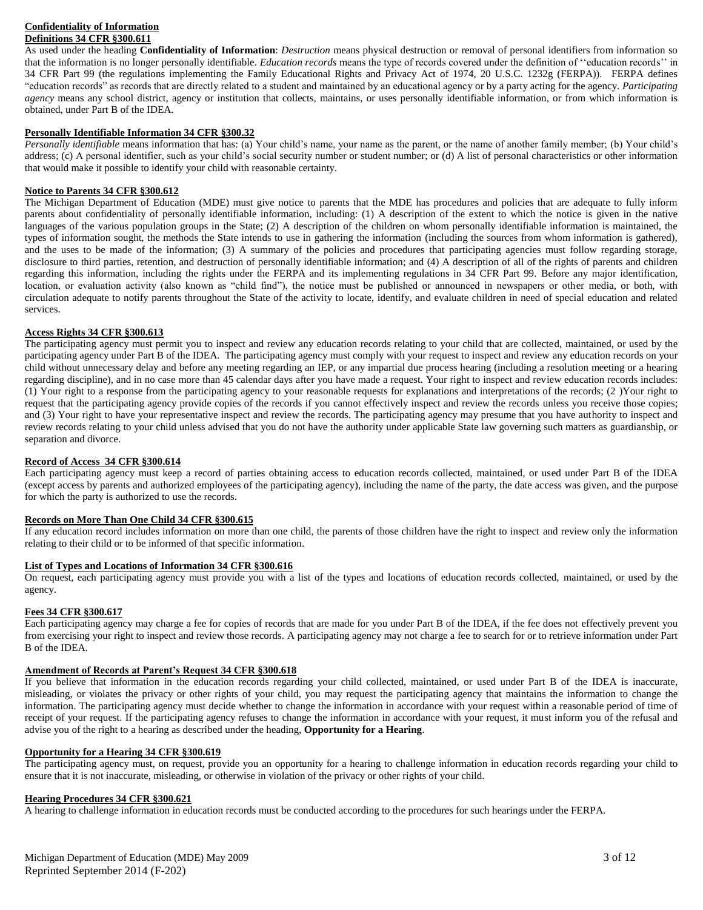## Confidentiality of Information

### Definitions 34 CFR §300.611

As used under the heading **Confidentiality of Information**: *Destruction* means physical destruction or removal of personal identifiers from information so that the information is no longer personally identifiable. *Education records* means the type of records covered under the definition of ''education records'' in 34 CFR Part 99 (the regulations implementing the Family Educational Rights and Privacy Act of 1974, 20 U.S.C. 1232g (FERPA)). FERPA defines "education records" as records that are directly related to a student and maintained by an educational agency or by a party acting for the agency. *Participating agency* means any school district, agency or institution that collects, maintains, or uses personally identifiable information, or from which information is obtained, under Part B of the IDEA.

### Personally Identifiable Information 34 CFR §300.32

*Personally identifiable* means information that has: (a) Your child's name, your name as the parent, or the name of another family member; (b) Your child's address; (c) A personal identifier, such as your child's social security number or student number; or (d) A list of personal characteristics or other information that would make it possible to identify your child with reasonable certainty.

### Notice to Parents 34 CFR §300.612

The Michigan Department of Education (MDE) must give notice to parents that the MDE has procedures and policies that are adequate to fully inform parents about confidentiality of personally identifiable information, including: (1) A description of the extent to which the notice is given in the native languages of the various population groups in the State; (2) A description of the children on whom personally identifiable information is maintained, the types of information sought, the methods the State intends to use in gathering the information (including the sources from whom information is gathered), and the uses to be made of the information; (3) A summary of the policies and procedures that participating agencies must follow regarding storage, disclosure to third parties, retention, and destruction of personally identifiable information; and (4) A description of all of the rights of parents and children regarding this information, including the rights under the FERPA and its implementing regulations in 34 CFR Part 99. Before any major identification, location, or evaluation activity (also known as "child find"), the notice must be published or announced in newspapers or other media, or both, with circulation adequate to notify parents throughout the State of the activity to locate, identify, and evaluate children in need of special education and related services.

### Access Rights 34 CFR §300.613

The participating agency must permit you to inspect and review any education records relating to your child that are collected, maintained, or used by the participating agency under Part B of the IDEA. The participating agency must comply with your request to inspect and review any education records on your child without unnecessary delay and before any meeting regarding an IEP, or any impartial due process hearing (including a resolution meeting or a hearing regarding discipline), and in no case more than 45 calendar days after you have made a request. Your right to inspect and review education records includes: (1) Your right to a response from the participating agency to your reasonable requests for explanations and interpretations of the records; (2 )Your right to request that the participating agency provide copies of the records if you cannot effectively inspect and review the records unless you receive those copies; and (3) Your right to have your representative inspect and review the records. The participating agency may presume that you have authority to inspect and review records relating to your child unless advised that you do not have the authority under applicable State law governing such matters as guardianship, or separation and divorce.

### Record of Access 34 CFR §300.614

Each participating agency must keep a record of parties obtaining access to education records collected, maintained, or used under Part B of the IDEA (except access by parents and authorized employees of the participating agency), including the name of the party, the date access was given, and the purpose for which the party is authorized to use the records.

### Records on More Than One Child 34 CFR §300.615

If any education record includes information on more than one child, the parents of those children have the right to inspect and review only the information relating to their child or to be informed of that specific information.

### List of Types and Locations of Information 34 CFR §300.616

On request, each participating agency must provide you with a list of the types and locations of education records collected, maintained, or used by the agency.

### Fees 34 CFR §300.617

Each participating agency may charge a fee for copies of records that are made for you under Part B of the IDEA, if the fee does not effectively prevent you from exercising your right to inspect and review those records. A participating agency may not charge a fee to search for or to retrieve information under Part B of the IDEA.

### Amendment of Records at Parent's Request 34 CFR §300.618

If you believe that information in the education records regarding your child collected, maintained, or used under Part B of the IDEA is inaccurate, misleading, or violates the privacy or other rights of your child, you may request the participating agency that maintains the information to change the information. The participating agency must decide whether to change the information in accordance with your request within a reasonable period of time of receipt of your request. If the participating agency refuses to change the information in accordance with your request, it must inform you of the refusal and advise you of the right to a hearing as described under the heading, **Opportunity for a Hearing**.

### Opportunity for a Hearing 34 CFR §300.619

The participating agency must, on request, provide you an opportunity for a hearing to challenge information in education records regarding your child to ensure that it is not inaccurate, misleading, or otherwise in violation of the privacy or other rights of your child.

### Hearing Procedures 34 CFR §300.621

A hearing to challenge information in education records must be conducted according to the procedures for such hearings under the FERPA.

Michigan Department of Education (MDE) May 2009
Reprinted September 2014 (F-202)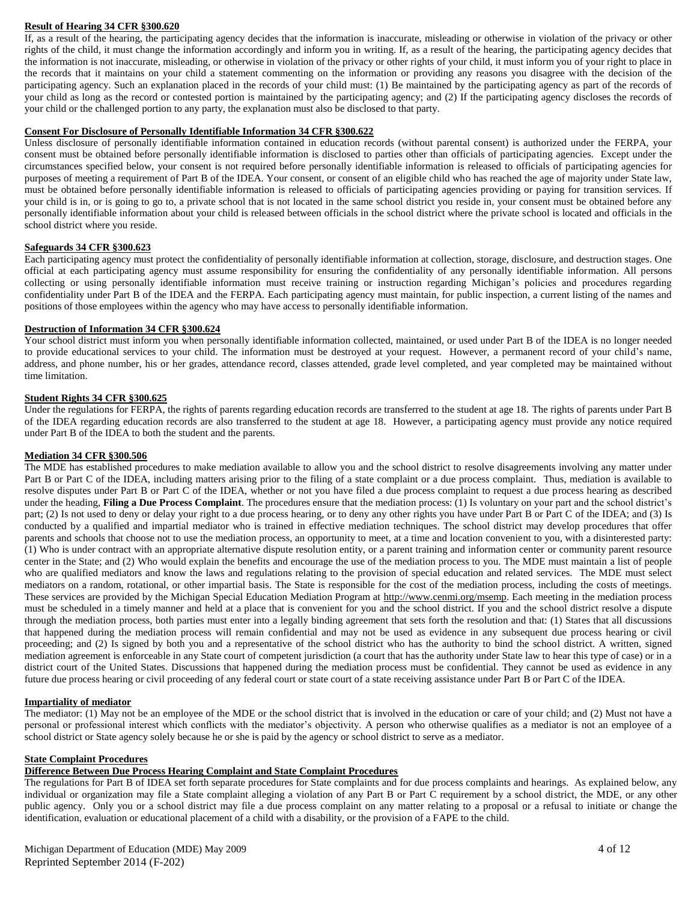**Result of Hearing 34 CFR §300.620**

If, as a result of the hearing, the participating agency decides that the information is inaccurate, misleading or otherwise in violation of the privacy or other rights of the child, it must change the information accordingly and inform you in writing. If, as a result of the hearing, the participating agency decides that the information is not inaccurate, misleading, or otherwise in violation of the privacy or other rights of your child, it must inform you of your right to place in the records that it maintains on your child a statement commenting on the information or providing any reasons you disagree with the decision of the participating agency. Such an explanation placed in the records of your child must: (1) Be maintained by the participating agency as part of the records of your child as long as the record or contested portion is maintained by the participating agency; and (2) If the participating agency discloses the records of your child or the challenged portion to any party, the explanation must also be disclosed to that party.

**Consent For Disclosure of Personally Identifiable Information 34 CFR §300.622**

Unless disclosure of personally identifiable information contained in education records (without parental consent) is authorized under the FERPA, your consent must be obtained before personally identifiable information is disclosed to parties other than officials of participating agencies. Except under the circumstances specified below, your consent is not required before personally identifiable information is released to officials of participating agencies for purposes of meeting a requirement of Part B of the IDEA. Your consent, or consent of an eligible child who has reached the age of majority under State law, must be obtained before personally identifiable information is released to officials of participating agencies providing or paying for transition services. If your child is in, or is going to go to, a private school that is not located in the same school district you reside in, your consent must be obtained before any personally identifiable information about your child is released between officials in the school district where the private school is located and officials in the school district where you reside.

**Safeguards 34 CFR §300.623**

Each participating agency must protect the confidentiality of personally identifiable information at collection, storage, disclosure, and destruction stages. One official at each participating agency must assume responsibility for ensuring the confidentiality of any personally identifiable information. All persons collecting or using personally identifiable information must receive training or instruction regarding Michigan's policies and procedures regarding confidentiality under Part B of the IDEA and the FERPA. Each participating agency must maintain, for public inspection, a current listing of the names and positions of those employees within the agency who may have access to personally identifiable information.

**Destruction of Information 34 CFR §300.624**

Your school district must inform you when personally identifiable information collected, maintained, or used under Part B of the IDEA is no longer needed to provide educational services to your child. The information must be destroyed at your request. However, a permanent record of your child's name, address, and phone number, his or her grades, attendance record, classes attended, grade level completed, and year completed may be maintained without time limitation.

**Student Rights 34 CFR §300.625**

Under the regulations for FERPA, the rights of parents regarding education records are transferred to the student at age 18. The rights of parents under Part B of the IDEA regarding education records are also transferred to the student at age 18. However, a participating agency must provide any notice required under Part B of the IDEA to both the student and the parents.

**Mediation 34 CFR §300.506**

The MDE has established procedures to make mediation available to allow you and the school district to resolve disagreements involving any matter under Part B or Part C of the IDEA, including matters arising prior to the filing of a state complaint or a due process complaint. Thus, mediation is available to resolve disputes under Part B or Part C of the IDEA, whether or not you have filed a due process complaint to request a due process hearing as described under the heading, **Filing a Due Process Complaint**. The procedures ensure that the mediation process: (1) Is voluntary on your part and the school district's part; (2) Is not used to deny or delay your right to a due process hearing, or to deny any other rights you have under Part B or Part C of the IDEA; and (3) Is conducted by a qualified and impartial mediator who is trained in effective mediation techniques. The school district may develop procedures that offer parents and schools that choose not to use the mediation process, an opportunity to meet, at a time and location convenient to you, with a disinterested party: (1) Who is under contract with an appropriate alternative dispute resolution entity, or a parent training and information center or community parent resource center in the State; and (2) Who would explain the benefits and encourage the use of the mediation process to you. The MDE must maintain a list of people who are qualified mediators and know the laws and regulations relating to the provision of special education and related services. The MDE must select mediators on a random, rotational, or other impartial basis. The State is responsible for the cost of the mediation process, including the costs of meetings. These services are provided by the Michigan Special Education Mediation Program at http://www.cenmi.org/msemp. Each meeting in the mediation process must be scheduled in a timely manner and held at a place that is convenient for you and the school district. If you and the school district resolve a dispute through the mediation process, both parties must enter into a legally binding agreement that sets forth the resolution and that: (1) States that all discussions that happened during the mediation process will remain confidential and may not be used as evidence in any subsequent due process hearing or civil proceeding; and (2) Is signed by both you and a representative of the school district who has the authority to bind the school district. A written, signed mediation agreement is enforceable in any State court of competent jurisdiction (a court that has the authority under State law to hear this type of case) or in a district court of the United States. Discussions that happened during the mediation process must be confidential. They cannot be used as evidence in any future due process hearing or civil proceeding of any federal court or state court of a state receiving assistance under Part B or Part C of the IDEA.

**Impartiality of mediator**

The mediator: (1) May not be an employee of the MDE or the school district that is involved in the education or care of your child; and (2) Must not have a personal or professional interest which conflicts with the mediator's objectivity. A person who otherwise qualifies as a mediator is not an employee of a school district or State agency solely because he or she is paid by the agency or school district to serve as a mediator.

**State Complaint Procedures**

**Difference Between Due Process Hearing Complaint and State Complaint Procedures**

The regulations for Part B of IDEA set forth separate procedures for State complaints and for due process complaints and hearings. As explained below, any individual or organization may file a State complaint alleging a violation of any Part B or Part C requirement by a school district, the MDE, or any other public agency. Only you or a school district may file a due process complaint on any matter relating to a proposal or a refusal to initiate or change the identification, evaluation or educational placement of a child with a disability, or the provision of a FAPE to the child.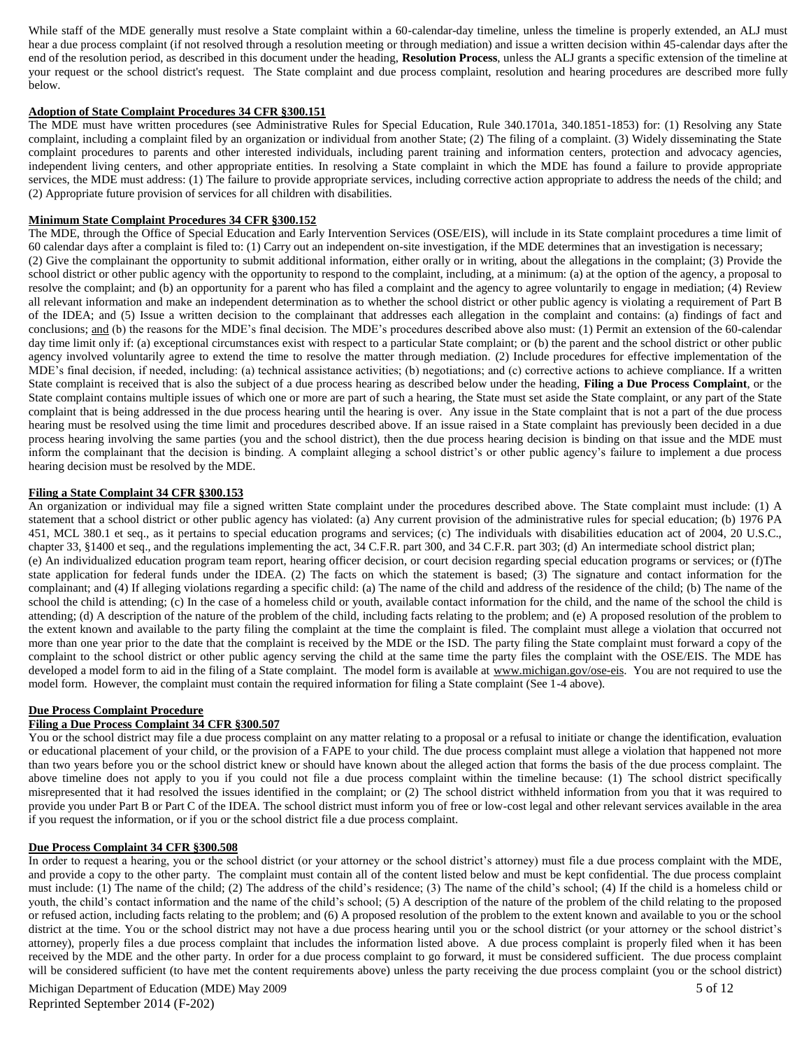While staff of the MDE generally must resolve a State complaint within a 60-calendar-day timeline, unless the timeline is properly extended, an ALJ must hear a due process complaint (if not resolved through a resolution meeting or through mediation) and issue a written decision within 45-calendar days after the end of the resolution period, as described in this document under the heading, **Resolution Process**, unless the ALJ grants a specific extension of the timeline at your request or the school district's request. The State complaint and due process complaint, resolution and hearing procedures are described more fully below.

### Adoption of State Complaint Procedures 34 CFR §300.151

The MDE must have written procedures (see Administrative Rules for Special Education, Rule 340.1701a, 340.1851-1853) for: (1) Resolving any State complaint, including a complaint filed by an organization or individual from another State; (2) The filing of a complaint. (3) Widely disseminating the State complaint procedures to parents and other interested individuals, including parent training and information centers, protection and advocacy agencies, independent living centers, and other appropriate entities. In resolving a State complaint in which the MDE has found a failure to provide appropriate services, the MDE must address: (1) The failure to provide appropriate services, including corrective action appropriate to address the needs of the child; and (2) Appropriate future provision of services for all children with disabilities.

### Minimum State Complaint Procedures 34 CFR §300.152

The MDE, through the Office of Special Education and Early Intervention Services (OSE/EIS), will include in its State complaint procedures a time limit of 60 calendar days after a complaint is filed to: (1) Carry out an independent on-site investigation, if the MDE determines that an investigation is necessary; (2) Give the complainant the opportunity to submit additional information, either orally or in writing, about the allegations in the complaint; (3) Provide the school district or other public agency with the opportunity to respond to the complaint, including, at a minimum: (a) at the option of the agency, a proposal to resolve the complaint; and (b) an opportunity for a parent who has filed a complaint and the agency to agree voluntarily to engage in mediation; (4) Review all relevant information and make an independent determination as to whether the school district or other public agency is violating a requirement of Part B of the IDEA; and (5) Issue a written decision to the complainant that addresses each allegation in the complaint and contains: (a) findings of fact and conclusions; and (b) the reasons for the MDE's final decision. The MDE's procedures described above also must: (1) Permit an extension of the 60-calendar day time limit only if: (a) exceptional circumstances exist with respect to a particular State complaint; or (b) the parent and the school district or other public agency involved voluntarily agree to extend the time to resolve the matter through mediation. (2) Include procedures for effective implementation of the MDE's final decision, if needed, including: (a) technical assistance activities; (b) negotiations; and (c) corrective actions to achieve compliance. If a written State complaint is received that is also the subject of a due process hearing as described below under the heading, **Filing a Due Process Complaint**, or the State complaint contains multiple issues of which one or more are part of such a hearing, the State must set aside the State complaint, or any part of the State complaint that is being addressed in the due process hearing until the hearing is over. Any issue in the State complaint that is not a part of the due process hearing must be resolved using the time limit and procedures described above. If an issue raised in a State complaint has previously been decided in a due process hearing involving the same parties (you and the school district), then the due process hearing decision is binding on that issue and the MDE must inform the complainant that the decision is binding. A complaint alleging a school district's or other public agency's failure to implement a due process hearing decision must be resolved by the MDE.

### Filing a State Complaint 34 CFR §300.153

An organization or individual may file a signed written State complaint under the procedures described above. The State complaint must include: (1) A statement that a school district or other public agency has violated: (a) Any current provision of the administrative rules for special education; (b) 1976 PA 451, MCL 380.1 et seq., as it pertains to special education programs and services; (c) The individuals with disabilities education act of 2004, 20 U.S.C., chapter 33, §1400 et seq., and the regulations implementing the act, 34 C.F.R. part 300, and 34 C.F.R. part 303; (d) An intermediate school district plan; (e) An individualized education program team report, hearing officer decision, or court decision regarding special education programs or services; or (f)The state application for federal funds under the IDEA. (2) The facts on which the statement is based; (3) The signature and contact information for the complainant; and (4) If alleging violations regarding a specific child: (a) The name of the child and address of the residence of the child; (b) The name of the school the child is attending; (c) In the case of a homeless child or youth, available contact information for the child, and the name of the school the child is attending; (d) A description of the nature of the problem of the child, including facts relating to the problem; and (e) A proposed resolution of the problem to the extent known and available to the party filing the complaint at the time the complaint is filed. The complaint must allege a violation that occurred not more than one year prior to the date that the complaint is received by the MDE or the ISD. The party filing the State complaint must forward a copy of the complaint to the school district or other public agency serving the child at the same time the party files the complaint with the OSE/EIS. The MDE has developed a model form to aid in the filing of a State complaint. The model form is available at www.michigan.gov/ose-eis. You are not required to use the model form. However, the complaint must contain the required information for filing a State complaint (See 1-4 above).

## Due Process Complaint Procedure

### Filing a Due Process Complaint 34 CFR §300.507

You or the school district may file a due process complaint on any matter relating to a proposal or a refusal to initiate or change the identification, evaluation or educational placement of your child, or the provision of a FAPE to your child. The due process complaint must allege a violation that happened not more than two years before you or the school district knew or should have known about the alleged action that forms the basis of the due process complaint. The above timeline does not apply to you if you could not file a due process complaint within the timeline because: (1) The school district specifically misrepresented that it had resolved the issues identified in the complaint; or (2) The school district withheld information from you that it was required to provide you under Part B or Part C of the IDEA. The school district must inform you of free or low-cost legal and other relevant services available in the area if you request the information, or if you or the school district file a due process complaint.

### Due Process Complaint 34 CFR §300.508

In order to request a hearing, you or the school district (or your attorney or the school district's attorney) must file a due process complaint with the MDE, and provide a copy to the other party. The complaint must contain all of the content listed below and must be kept confidential. The due process complaint must include: (1) The name of the child; (2) The address of the child's residence; (3) The name of the child's school; (4) If the child is a homeless child or youth, the child's contact information and the name of the child's school; (5) A description of the nature of the problem of the child relating to the proposed or refused action, including facts relating to the problem; and (6) A proposed resolution of the problem to the extent known and available to you or the school district at the time. You or the school district may not have a due process hearing until you or the school district (or your attorney or the school district's attorney), properly files a due process complaint that includes the information listed above. A due process complaint is properly filed when it has been received by the MDE and the other party. In order for a due process complaint to go forward, it must be considered sufficient. The due process complaint will be considered sufficient (to have met the content requirements above) unless the party receiving the due process complaint (you or the school district)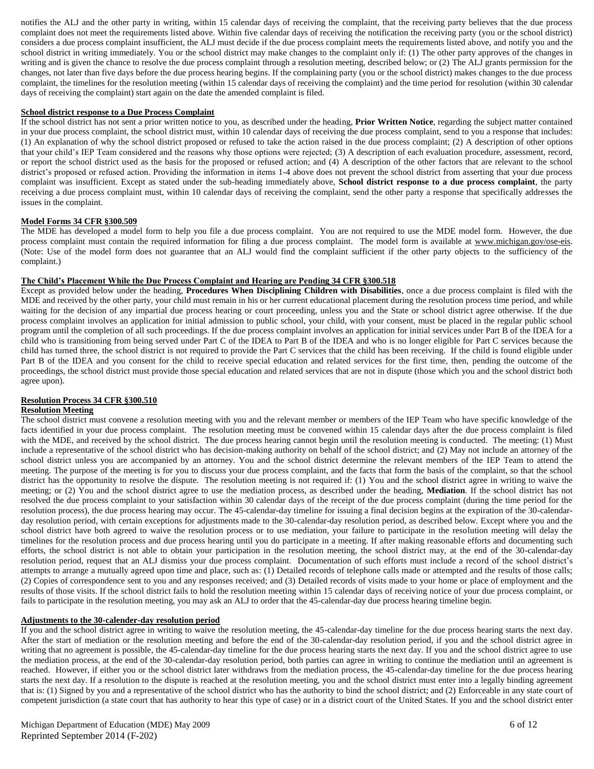notifies the ALJ and the other party in writing, within 15 calendar days of receiving the complaint, that the receiving party believes that the due process complaint does not meet the requirements listed above. Within five calendar days of receiving the notification the receiving party (you or the school district) considers a due process complaint insufficient, the ALJ must decide if the due process complaint meets the requirements listed above, and notify you and the school district in writing immediately. You or the school district may make changes to the complaint only if: (1) The other party approves of the changes in writing and is given the chance to resolve the due process complaint through a resolution meeting, described below; or (2) The ALJ grants permission for the changes, not later than five days before the due process hearing begins. If the complaining party (you or the school district) makes changes to the due process complaint, the timelines for the resolution meeting (within 15 calendar days of receiving the complaint) and the time period for resolution (within 30 calendar days of receiving the complaint) start again on the date the amended complaint is filed.

**School district response to a Due Process Complaint**

If the school district has not sent a prior written notice to you, as described under the heading, **Prior Written Notice**, regarding the subject matter contained in your due process complaint, the school district must, within 10 calendar days of receiving the due process complaint, send to you a response that includes: (1) An explanation of why the school district proposed or refused to take the action raised in the due process complaint; (2) A description of other options that your child's IEP Team considered and the reasons why those options were rejected; (3) A description of each evaluation procedure, assessment, record, or report the school district used as the basis for the proposed or refused action; and (4) A description of the other factors that are relevant to the school district's proposed or refused action. Providing the information in items 1-4 above does not prevent the school district from asserting that your due process complaint was insufficient. Except as stated under the sub-heading immediately above, **School district response to a due process complaint**, the party receiving a due process complaint must, within 10 calendar days of receiving the complaint, send the other party a response that specifically addresses the issues in the complaint.

**Model Forms 34 CFR §300.509**

The MDE has developed a model form to help you file a due process complaint. You are not required to use the MDE model form. However, the due process complaint must contain the required information for filing a due process complaint. The model form is available at www.michigan.gov/ose-eis. (Note: Use of the model form does not guarantee that an ALJ would find the complaint sufficient if the other party objects to the sufficiency of the complaint.)

**The Child's Placement While the Due Process Complaint and Hearing are Pending 34 CFR §300.518**

Except as provided below under the heading, **Procedures When Disciplining Children with Disabilities**, once a due process complaint is filed with the MDE and received by the other party, your child must remain in his or her current educational placement during the resolution process time period, and while waiting for the decision of any impartial due process hearing or court proceeding, unless you and the State or school district agree otherwise. If the due process complaint involves an application for initial admission to public school, your child, with your consent, must be placed in the regular public school program until the completion of all such proceedings. If the due process complaint involves an application for initial services under Part B of the IDEA for a child who is transitioning from being served under Part C of the IDEA to Part B of the IDEA and who is no longer eligible for Part C services because the child has turned three, the school district is not required to provide the Part C services that the child has been receiving. If the child is found eligible under Part B of the IDEA and you consent for the child to receive special education and related services for the first time, then, pending the outcome of the proceedings, the school district must provide those special education and related services that are not in dispute (those which you and the school district both agree upon).

**Resolution Process 34 CFR §300.510**

**Resolution Meeting**

The school district must convene a resolution meeting with you and the relevant member or members of the IEP Team who have specific knowledge of the facts identified in your due process complaint. The resolution meeting must be convened within 15 calendar days after the due process complaint is filed with the MDE, and received by the school district. The due process hearing cannot begin until the resolution meeting is conducted. The meeting: (1) Must include a representative of the school district who has decision-making authority on behalf of the school district; and (2) May not include an attorney of the school district unless you are accompanied by an attorney. You and the school district determine the relevant members of the IEP Team to attend the meeting. The purpose of the meeting is for you to discuss your due process complaint, and the facts that form the basis of the complaint, so that the school district has the opportunity to resolve the dispute. The resolution meeting is not required if: (1) You and the school district agree in writing to waive the meeting; or (2) You and the school district agree to use the mediation process, as described under the heading, **Mediation**. If the school district has not resolved the due process complaint to your satisfaction within 30 calendar days of the receipt of the due process complaint (during the time period for the resolution process), the due process hearing may occur. The 45-calendar-day timeline for issuing a final decision begins at the expiration of the 30-calendar-day resolution period, with certain exceptions for adjustments made to the 30-calendar-day resolution period, as described below. Except where you and the school district have both agreed to waive the resolution process or to use mediation, your failure to participate in the resolution meeting will delay the timelines for the resolution process and due process hearing until you do participate in a meeting. If after making reasonable efforts and documenting such efforts, the school district is not able to obtain your participation in the resolution meeting, the school district may, at the end of the 30-calendar-day resolution period, request that an ALJ dismiss your due process complaint. Documentation of such efforts must include a record of the school district's attempts to arrange a mutually agreed upon time and place, such as: (1) Detailed records of telephone calls made or attempted and the results of those calls; (2) Copies of correspondence sent to you and any responses received; and (3) Detailed records of visits made to your home or place of employment and the results of those visits. If the school district fails to hold the resolution meeting within 15 calendar days of receiving notice of your due process complaint, or fails to participate in the resolution meeting, you may ask an ALJ to order that the 45-calendar-day due process hearing timeline begin.

**Adjustments to the 30-calender-day resolution period**

If you and the school district agree in writing to waive the resolution meeting, the 45-calendar-day timeline for the due process hearing starts the next day. After the start of mediation or the resolution meeting and before the end of the 30-calendar-day resolution period, if you and the school district agree in writing that no agreement is possible, the 45-calendar-day timeline for the due process hearing starts the next day. If you and the school district agree to use the mediation process, at the end of the 30-calendar-day resolution period, both parties can agree in writing to continue the mediation until an agreement is reached. However, if either you or the school district later withdraws from the mediation process, the 45-calendar-day timeline for the due process hearing starts the next day. If a resolution to the dispute is reached at the resolution meeting, you and the school district must enter into a legally binding agreement that is: (1) Signed by you and a representative of the school district who has the authority to bind the school district; and (2) Enforceable in any state court of competent jurisdiction (a state court that has authority to hear this type of case) or in a district court of the United States. If you and the school district enter

Michigan Department of Education (MDE) May 2009
Reprinted September 2014 (F-202)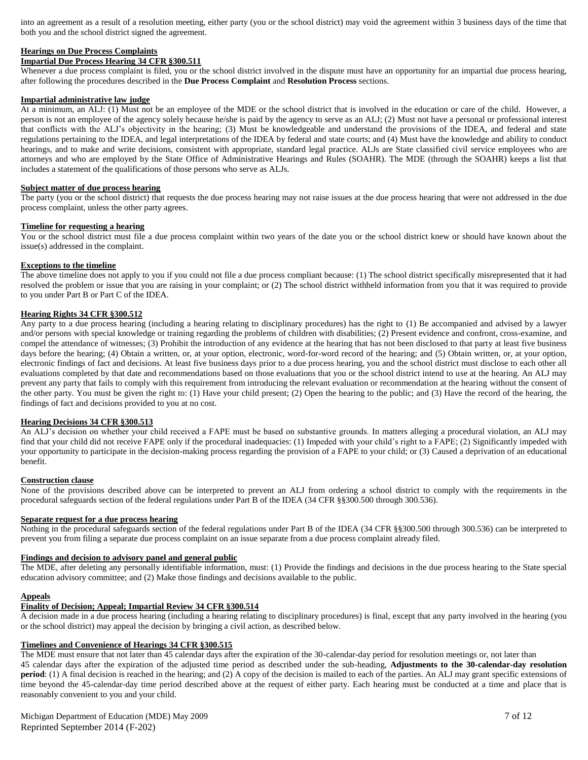into an agreement as a result of a resolution meeting, either party (you or the school district) may void the agreement within 3 business days of the time that both you and the school district signed the agreement.

## Hearings on Due Process Complaints

### Impartial Due Process Hearing 34 CFR §300.511

Whenever a due process complaint is filed, you or the school district involved in the dispute must have an opportunity for an impartial due process hearing, after following the procedures described in the **Due Process Complaint** and **Resolution Process** sections.

### Impartial administrative law judge

At a minimum, an ALJ: (1) Must not be an employee of the MDE or the school district that is involved in the education or care of the child. However, a person is not an employee of the agency solely because he/she is paid by the agency to serve as an ALJ; (2) Must not have a personal or professional interest that conflicts with the ALJ's objectivity in the hearing; (3) Must be knowledgeable and understand the provisions of the IDEA, and federal and state regulations pertaining to the IDEA, and legal interpretations of the IDEA by federal and state courts; and (4) Must have the knowledge and ability to conduct hearings, and to make and write decisions, consistent with appropriate, standard legal practice. ALJs are State classified civil service employees who are attorneys and who are employed by the State Office of Administrative Hearings and Rules (SOAHR). The MDE (through the SOAHR) keeps a list that includes a statement of the qualifications of those persons who serve as ALJs.

### Subject matter of due process hearing

The party (you or the school district) that requests the due process hearing may not raise issues at the due process hearing that were not addressed in the due process complaint, unless the other party agrees.

### Timeline for requesting a hearing

You or the school district must file a due process complaint within two years of the date you or the school district knew or should have known about the issue(s) addressed in the complaint.

### Exceptions to the timeline

The above timeline does not apply to you if you could not file a due process compliant because: (1) The school district specifically misrepresented that it had resolved the problem or issue that you are raising in your complaint; or (2) The school district withheld information from you that it was required to provide to you under Part B or Part C of the IDEA.

### Hearing Rights 34 CFR §300.512

Any party to a due process hearing (including a hearing relating to disciplinary procedures) has the right to (1) Be accompanied and advised by a lawyer and/or persons with special knowledge or training regarding the problems of children with disabilities; (2) Present evidence and confront, cross-examine, and compel the attendance of witnesses; (3) Prohibit the introduction of any evidence at the hearing that has not been disclosed to that party at least five business days before the hearing; (4) Obtain a written, or, at your option, electronic, word-for-word record of the hearing; and (5) Obtain written, or, at your option, electronic findings of fact and decisions. At least five business days prior to a due process hearing, you and the school district must disclose to each other all evaluations completed by that date and recommendations based on those evaluations that you or the school district intend to use at the hearing. An ALJ may prevent any party that fails to comply with this requirement from introducing the relevant evaluation or recommendation at the hearing without the consent of the other party. You must be given the right to: (1) Have your child present; (2) Open the hearing to the public; and (3) Have the record of the hearing, the findings of fact and decisions provided to you at no cost.

### Hearing Decisions 34 CFR §300.513

An ALJ's decision on whether your child received a FAPE must be based on substantive grounds. In matters alleging a procedural violation, an ALJ may find that your child did not receive FAPE only if the procedural inadequacies: (1) Impeded with your child's right to a FAPE; (2) Significantly impeded with your opportunity to participate in the decision-making process regarding the provision of a FAPE to your child; or (3) Caused a deprivation of an educational benefit.

### Construction clause

None of the provisions described above can be interpreted to prevent an ALJ from ordering a school district to comply with the requirements in the procedural safeguards section of the federal regulations under Part B of the IDEA (34 CFR §§300.500 through 300.536).

### Separate request for a due process hearing

Nothing in the procedural safeguards section of the federal regulations under Part B of the IDEA (34 CFR §§300.500 through 300.536) can be interpreted to prevent you from filing a separate due process complaint on an issue separate from a due process complaint already filed.

### Findings and decision to advisory panel and general public

The MDE, after deleting any personally identifiable information, must: (1) Provide the findings and decisions in the due process hearing to the State special education advisory committee; and (2) Make those findings and decisions available to the public.

## Appeals

### Finality of Decision; Appeal; Impartial Review 34 CFR §300.514

A decision made in a due process hearing (including a hearing relating to disciplinary procedures) is final, except that any party involved in the hearing (you or the school district) may appeal the decision by bringing a civil action, as described below.

### Timelines and Convenience of Hearings 34 CFR §300.515

The MDE must ensure that not later than 45 calendar days after the expiration of the 30-calendar-day period for resolution meetings or, not later than 45 calendar days after the expiration of the adjusted time period as described under the sub-heading, **Adjustments to the 30-calendar-day resolution period**: (1) A final decision is reached in the hearing; and (2) A copy of the decision is mailed to each of the parties. An ALJ may grant specific extensions of time beyond the 45-calendar-day time period described above at the request of either party. Each hearing must be conducted at a time and place that is reasonably convenient to you and your child.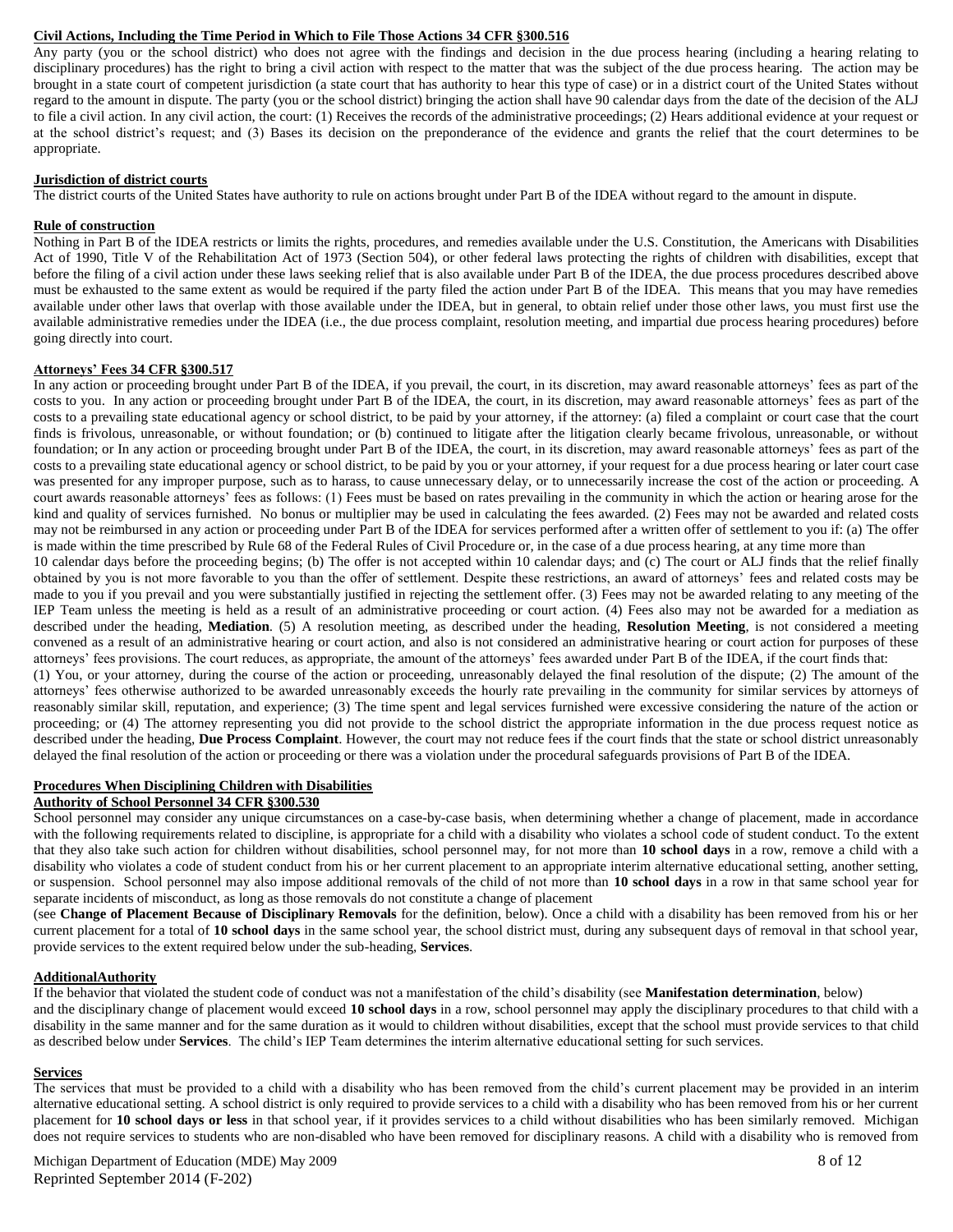**Civil Actions, Including the Time Period in Which to File Those Actions 34 CFR §300.516**

Any party (you or the school district) who does not agree with the findings and decision in the due process hearing (including a hearing relating to disciplinary procedures) has the right to bring a civil action with respect to the matter that was the subject of the due process hearing. The action may be brought in a state court of competent jurisdiction (a state court that has authority to hear this type of case) or in a district court of the United States without regard to the amount in dispute. The party (you or the school district) bringing the action shall have 90 calendar days from the date of the decision of the ALJ to file a civil action. In any civil action, the court: (1) Receives the records of the administrative proceedings; (2) Hears additional evidence at your request or at the school district's request; and (3) Bases its decision on the preponderance of the evidence and grants the relief that the court determines to be appropriate.

**Jurisdiction of district courts**

The district courts of the United States have authority to rule on actions brought under Part B of the IDEA without regard to the amount in dispute.

**Rule of construction**

Nothing in Part B of the IDEA restricts or limits the rights, procedures, and remedies available under the U.S. Constitution, the Americans with Disabilities Act of 1990, Title V of the Rehabilitation Act of 1973 (Section 504), or other federal laws protecting the rights of children with disabilities, except that before the filing of a civil action under these laws seeking relief that is also available under Part B of the IDEA, the due process procedures described above must be exhausted to the same extent as would be required if the party filed the action under Part B of the IDEA. This means that you may have remedies available under other laws that overlap with those available under the IDEA, but in general, to obtain relief under those other laws, you must first use the available administrative remedies under the IDEA (i.e., the due process complaint, resolution meeting, and impartial due process hearing procedures) before going directly into court.

**Attorneys' Fees 34 CFR §300.517**

In any action or proceeding brought under Part B of the IDEA, if you prevail, the court, in its discretion, may award reasonable attorneys' fees as part of the costs to you. In any action or proceeding brought under Part B of the IDEA, the court, in its discretion, may award reasonable attorneys' fees as part of the costs to a prevailing state educational agency or school district, to be paid by your attorney, if the attorney: (a) filed a complaint or court case that the court finds is frivolous, unreasonable, or without foundation; or (b) continued to litigate after the litigation clearly became frivolous, unreasonable, or without foundation; or In any action or proceeding brought under Part B of the IDEA, the court, in its discretion, may award reasonable attorneys' fees as part of the costs to a prevailing state educational agency or school district, to be paid by you or your attorney, if your request for a due process hearing or later court case was presented for any improper purpose, such as to harass, to cause unnecessary delay, or to unnecessarily increase the cost of the action or proceeding. A court awards reasonable attorneys' fees as follows: (1) Fees must be based on rates prevailing in the community in which the action or hearing arose for the kind and quality of services furnished. No bonus or multiplier may be used in calculating the fees awarded. (2) Fees may not be awarded and related costs may not be reimbursed in any action or proceeding under Part B of the IDEA for services performed after a written offer of settlement to you if: (a) The offer is made within the time prescribed by Rule 68 of the Federal Rules of Civil Procedure or, in the case of a due process hearing, at any time more than 10 calendar days before the proceeding begins; (b) The offer is not accepted within 10 calendar days; and (c) The court or ALJ finds that the relief finally obtained by you is not more favorable to you than the offer of settlement. Despite these restrictions, an award of attorneys' fees and related costs may be made to you if you prevail and you were substantially justified in rejecting the settlement offer. (3) Fees may not be awarded relating to any meeting of the IEP Team unless the meeting is held as a result of an administrative proceeding or court action. (4) Fees also may not be awarded for a mediation as described under the heading, **Mediation**. (5) A resolution meeting, as described under the heading, **Resolution Meeting**, is not considered a meeting convened as a result of an administrative hearing or court action, and also is not considered an administrative hearing or court action for purposes of these attorneys' fees provisions. The court reduces, as appropriate, the amount of the attorneys' fees awarded under Part B of the IDEA, if the court finds that:
(1) You, or your attorney, during the course of the action or proceeding, unreasonably delayed the final resolution of the dispute; (2) The amount of the attorneys' fees otherwise authorized to be awarded unreasonably exceeds the hourly rate prevailing in the community for similar services by attorneys of reasonably similar skill, reputation, and experience; (3) The time spent and legal services furnished were excessive considering the nature of the action or proceeding; or (4) The attorney representing you did not provide to the school district the appropriate information in the due process request notice as described under the heading, **Due Process Complaint**. However, the court may not reduce fees if the court finds that the state or school district unreasonably delayed the final resolution of the action or proceeding or there was a violation under the procedural safeguards provisions of Part B of the IDEA.

**Procedures When Disciplining Children with Disabilities**

**Authority of School Personnel 34 CFR §300.530**

School personnel may consider any unique circumstances on a case-by-case basis, when determining whether a change of placement, made in accordance with the following requirements related to discipline, is appropriate for a child with a disability who violates a school code of student conduct. To the extent that they also take such action for children without disabilities, school personnel may, for not more than **10 school days** in a row, remove a child with a disability who violates a code of student conduct from his or her current placement to an appropriate interim alternative educational setting, another setting, or suspension. School personnel may also impose additional removals of the child of not more than **10 school days** in a row in that same school year for separate incidents of misconduct, as long as those removals do not constitute a change of placement (see **Change of Placement Because of Disciplinary Removals** for the definition, below). Once a child with a disability has been removed from his or her current placement for a total of **10 school days** in the same school year, the school district must, during any subsequent days of removal in that school year, provide services to the extent required below under the sub-heading, **Services**.

**AdditionalAuthority**

If the behavior that violated the student code of conduct was not a manifestation of the child's disability (see **Manifestation determination**, below) and the disciplinary change of placement would exceed **10 school days** in a row, school personnel may apply the disciplinary procedures to that child with a disability in the same manner and for the same duration as it would to children without disabilities, except that the school must provide services to that child as described below under **Services**. The child's IEP Team determines the interim alternative educational setting for such services.

**Services**

The services that must be provided to a child with a disability who has been removed from the child's current placement may be provided in an interim alternative educational setting. A school district is only required to provide services to a child with a disability who has been removed from his or her current placement for **10 school days or less** in that school year, if it provides services to a child without disabilities who has been similarly removed. Michigan does not require services to students who are non-disabled who have been removed for disciplinary reasons. A child with a disability who is removed from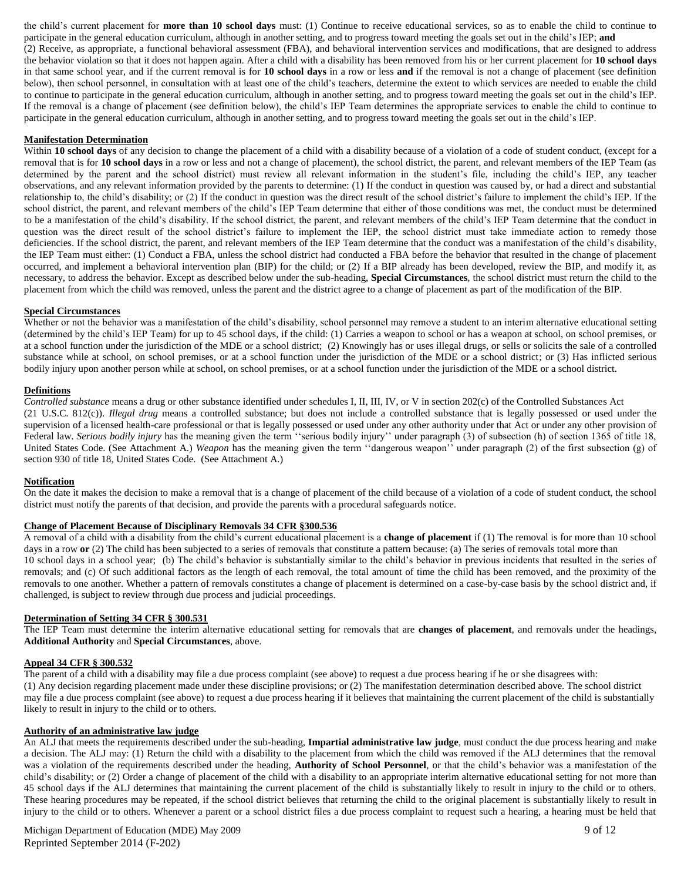the child's current placement for **more than 10 school days** must: (1) Continue to receive educational services, so as to enable the child to continue to participate in the general education curriculum, although in another setting, and to progress toward meeting the goals set out in the child's IEP; **and** (2) Receive, as appropriate, a functional behavioral assessment (FBA), and behavioral intervention services and modifications, that are designed to address the behavior violation so that it does not happen again. After a child with a disability has been removed from his or her current placement for **10 school days** in that same school year, and if the current removal is for **10 school days** in a row or less **and** if the removal is not a change of placement (see definition below), then school personnel, in consultation with at least one of the child's teachers, determine the extent to which services are needed to enable the child to continue to participate in the general education curriculum, although in another setting, and to progress toward meeting the goals set out in the child's IEP. If the removal is a change of placement (see definition below), the child's IEP Team determines the appropriate services to enable the child to continue to participate in the general education curriculum, although in another setting, and to progress toward meeting the goals set out in the child's IEP.

**Manifestation Determination**

Within **10 school days** of any decision to change the placement of a child with a disability because of a violation of a code of student conduct, (except for a removal that is for **10 school days** in a row or less and not a change of placement), the school district, the parent, and relevant members of the IEP Team (as determined by the parent and the school district) must review all relevant information in the student's file, including the child's IEP, any teacher observations, and any relevant information provided by the parents to determine: (1) If the conduct in question was caused by, or had a direct and substantial relationship to, the child's disability; or (2) If the conduct in question was the direct result of the school district's failure to implement the child's IEP. If the school district, the parent, and relevant members of the child's IEP Team determine that either of those conditions was met, the conduct must be determined to be a manifestation of the child's disability. If the school district, the parent, and relevant members of the child's IEP Team determine that the conduct in question was the direct result of the school district's failure to implement the IEP, the school district must take immediate action to remedy those deficiencies. If the school district, the parent, and relevant members of the IEP Team determine that the conduct was a manifestation of the child's disability, the IEP Team must either: (1) Conduct a FBA, unless the school district had conducted a FBA before the behavior that resulted in the change of placement occurred, and implement a behavioral intervention plan (BIP) for the child; or (2) If a BIP already has been developed, review the BIP, and modify it, as necessary, to address the behavior. Except as described below under the sub-heading, **Special Circumstances**, the school district must return the child to the placement from which the child was removed, unless the parent and the district agree to a change of placement as part of the modification of the BIP.

**Special Circumstances**

Whether or not the behavior was a manifestation of the child's disability, school personnel may remove a student to an interim alternative educational setting (determined by the child's IEP Team) for up to 45 school days, if the child: (1) Carries a weapon to school or has a weapon at school, on school premises, or at a school function under the jurisdiction of the MDE or a school district; (2) Knowingly has or uses illegal drugs, or sells or solicits the sale of a controlled substance while at school, on school premises, or at a school function under the jurisdiction of the MDE or a school district; or (3) Has inflicted serious bodily injury upon another person while at school, on school premises, or at a school function under the jurisdiction of the MDE or a school district.

**Definitions**

*Controlled substance* means a drug or other substance identified under schedules I, II, III, IV, or V in section 202(c) of the Controlled Substances Act (21 U.S.C. 812(c)). *Illegal drug* means a controlled substance; but does not include a controlled substance that is legally possessed or used under the supervision of a licensed health-care professional or that is legally possessed or used under any other authority under that Act or under any other provision of Federal law. *Serious bodily injury* has the meaning given the term ''serious bodily injury'' under paragraph (3) of subsection (h) of section 1365 of title 18, United States Code. (See Attachment A.) *Weapon* has the meaning given the term ''dangerous weapon'' under paragraph (2) of the first subsection (g) of section 930 of title 18, United States Code. (See Attachment A.)

**Notification**

On the date it makes the decision to make a removal that is a change of placement of the child because of a violation of a code of student conduct, the school district must notify the parents of that decision, and provide the parents with a procedural safeguards notice.

**Change of Placement Because of Disciplinary Removals 34 CFR §300.536**

A removal of a child with a disability from the child's current educational placement is a **change of placement** if (1) The removal is for more than 10 school days in a row **or** (2) The child has been subjected to a series of removals that constitute a pattern because: (a) The series of removals total more than 10 school days in a school year; (b) The child's behavior is substantially similar to the child's behavior in previous incidents that resulted in the series of removals; and (c) Of such additional factors as the length of each removal, the total amount of time the child has been removed, and the proximity of the removals to one another. Whether a pattern of removals constitutes a change of placement is determined on a case-by-case basis by the school district and, if challenged, is subject to review through due process and judicial proceedings.

**Determination of Setting 34 CFR § 300.531**

The IEP Team must determine the interim alternative educational setting for removals that are **changes of placement**, and removals under the headings, **Additional Authority** and **Special Circumstances**, above.

**Appeal 34 CFR § 300.532**

The parent of a child with a disability may file a due process complaint (see above) to request a due process hearing if he or she disagrees with: (1) Any decision regarding placement made under these discipline provisions; or (2) The manifestation determination described above. The school district may file a due process complaint (see above) to request a due process hearing if it believes that maintaining the current placement of the child is substantially likely to result in injury to the child or to others.

**Authority of an administrative law judge**

An ALJ that meets the requirements described under the sub-heading, **Impartial administrative law judge**, must conduct the due process hearing and make a decision. The ALJ may: (1) Return the child with a disability to the placement from which the child was removed if the ALJ determines that the removal was a violation of the requirements described under the heading, **Authority of School Personnel**, or that the child's behavior was a manifestation of the child's disability; or (2) Order a change of placement of the child with a disability to an appropriate interim alternative educational setting for not more than 45 school days if the ALJ determines that maintaining the current placement of the child is substantially likely to result in injury to the child or to others. These hearing procedures may be repeated, if the school district believes that returning the child to the original placement is substantially likely to result in injury to the child or to others. Whenever a parent or a school district files a due process complaint to request such a hearing, a hearing must be held that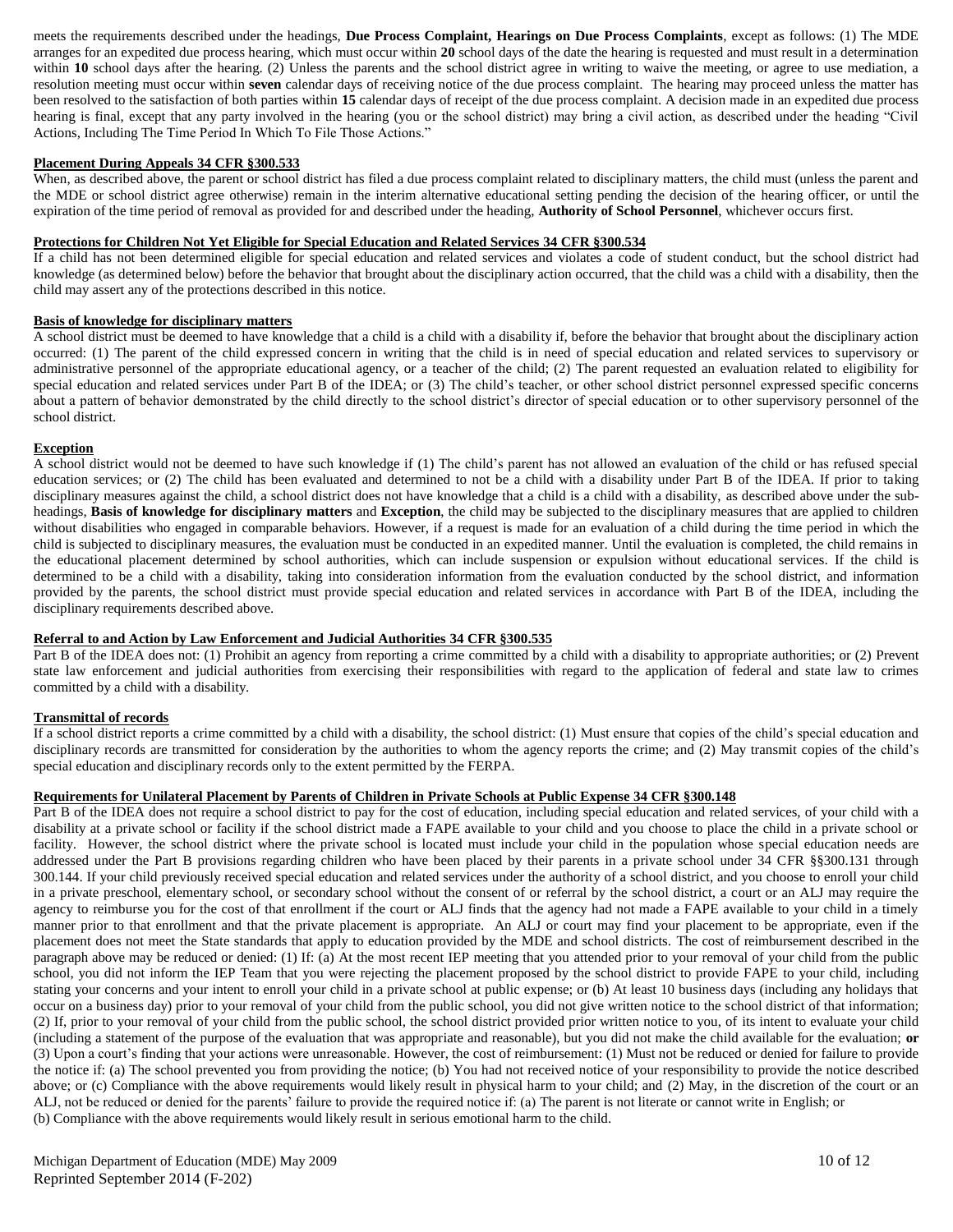meets the requirements described under the headings, **Due Process Complaint, Hearings on Due Process Complaints**, except as follows: (1) The MDE arranges for an expedited due process hearing, which must occur within **20** school days of the date the hearing is requested and must result in a determination within **10** school days after the hearing. (2) Unless the parents and the school district agree in writing to waive the meeting, or agree to use mediation, a resolution meeting must occur within **seven** calendar days of receiving notice of the due process complaint. The hearing may proceed unless the matter has been resolved to the satisfaction of both parties within **15** calendar days of receipt of the due process complaint. A decision made in an expedited due process hearing is final, except that any party involved in the hearing (you or the school district) may bring a civil action, as described under the heading "Civil Actions, Including The Time Period In Which To File Those Actions."

**Placement During Appeals 34 CFR §300.533**

When, as described above, the parent or school district has filed a due process complaint related to disciplinary matters, the child must (unless the parent and the MDE or school district agree otherwise) remain in the interim alternative educational setting pending the decision of the hearing officer, or until the expiration of the time period of removal as provided for and described under the heading, **Authority of School Personnel**, whichever occurs first.

**Protections for Children Not Yet Eligible for Special Education and Related Services 34 CFR §300.534**

If a child has not been determined eligible for special education and related services and violates a code of student conduct, but the school district had knowledge (as determined below) before the behavior that brought about the disciplinary action occurred, that the child was a child with a disability, then the child may assert any of the protections described in this notice.

**Basis of knowledge for disciplinary matters**

A school district must be deemed to have knowledge that a child is a child with a disability if, before the behavior that brought about the disciplinary action occurred: (1) The parent of the child expressed concern in writing that the child is in need of special education and related services to supervisory or administrative personnel of the appropriate educational agency, or a teacher of the child; (2) The parent requested an evaluation related to eligibility for special education and related services under Part B of the IDEA; or (3) The child's teacher, or other school district personnel expressed specific concerns about a pattern of behavior demonstrated by the child directly to the school district's director of special education or to other supervisory personnel of the school district.

**Exception**

A school district would not be deemed to have such knowledge if (1) The child's parent has not allowed an evaluation of the child or has refused special education services; or (2) The child has been evaluated and determined to not be a child with a disability under Part B of the IDEA. If prior to taking disciplinary measures against the child, a school district does not have knowledge that a child is a child with a disability, as described above under the sub-headings, **Basis of knowledge for disciplinary matters** and **Exception**, the child may be subjected to the disciplinary measures that are applied to children without disabilities who engaged in comparable behaviors. However, if a request is made for an evaluation of a child during the time period in which the child is subjected to disciplinary measures, the evaluation must be conducted in an expedited manner. Until the evaluation is completed, the child remains in the educational placement determined by school authorities, which can include suspension or expulsion without educational services. If the child is determined to be a child with a disability, taking into consideration information from the evaluation conducted by the school district, and information provided by the parents, the school district must provide special education and related services in accordance with Part B of the IDEA, including the disciplinary requirements described above.

**Referral to and Action by Law Enforcement and Judicial Authorities 34 CFR §300.535**

Part B of the IDEA does not: (1) Prohibit an agency from reporting a crime committed by a child with a disability to appropriate authorities; or (2) Prevent state law enforcement and judicial authorities from exercising their responsibilities with regard to the application of federal and state law to crimes committed by a child with a disability.

**Transmittal of records**

If a school district reports a crime committed by a child with a disability, the school district: (1) Must ensure that copies of the child's special education and disciplinary records are transmitted for consideration by the authorities to whom the agency reports the crime; and (2) May transmit copies of the child's special education and disciplinary records only to the extent permitted by the FERPA.

**Requirements for Unilateral Placement by Parents of Children in Private Schools at Public Expense 34 CFR §300.148**

Part B of the IDEA does not require a school district to pay for the cost of education, including special education and related services, of your child with a disability at a private school or facility if the school district made a FAPE available to your child and you choose to place the child in a private school or facility. However, the school district where the private school is located must include your child in the population whose special education needs are addressed under the Part B provisions regarding children who have been placed by their parents in a private school under 34 CFR §§300.131 through 300.144. If your child previously received special education and related services under the authority of a school district, and you choose to enroll your child in a private preschool, elementary school, or secondary school without the consent of or referral by the school district, a court or an ALJ may require the agency to reimburse you for the cost of that enrollment if the court or ALJ finds that the agency had not made a FAPE available to your child in a timely manner prior to that enrollment and that the private placement is appropriate. An ALJ or court may find your placement to be appropriate, even if the placement does not meet the State standards that apply to education provided by the MDE and school districts. The cost of reimbursement described in the paragraph above may be reduced or denied: (1) If: (a) At the most recent IEP meeting that you attended prior to your removal of your child from the public school, you did not inform the IEP Team that you were rejecting the placement proposed by the school district to provide FAPE to your child, including stating your concerns and your intent to enroll your child in a private school at public expense; or (b) At least 10 business days (including any holidays that occur on a business day) prior to your removal of your child from the public school, you did not give written notice to the school district of that information; (2) If, prior to your removal of your child from the public school, the school district provided prior written notice to you, of its intent to evaluate your child (including a statement of the purpose of the evaluation that was appropriate and reasonable), but you did not make the child available for the evaluation; **or** (3) Upon a court's finding that your actions were unreasonable. However, the cost of reimbursement: (1) Must not be reduced or denied for failure to provide the notice if: (a) The school prevented you from providing the notice; (b) You had not received notice of your responsibility to provide the notice described above; or (c) Compliance with the above requirements would likely result in physical harm to your child; and (2) May, in the discretion of the court or an ALJ, not be reduced or denied for the parents' failure to provide the required notice if: (a) The parent is not literate or cannot write in English; or (b) Compliance with the above requirements would likely result in serious emotional harm to the child.

Michigan Department of Education (MDE) May 2009
Reprinted September 2014 (F-202)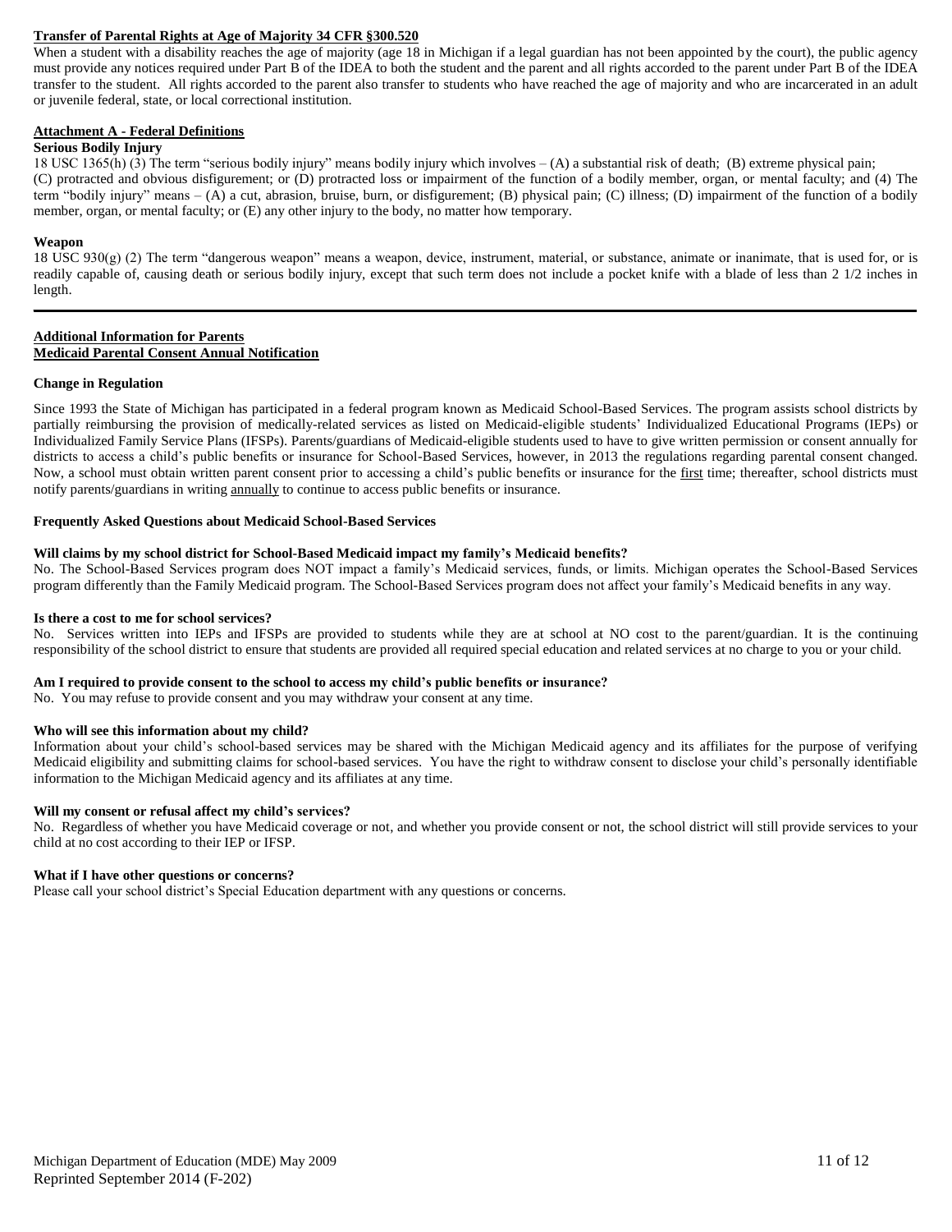**Transfer of Parental Rights at Age of Majority 34 CFR §300.520**

When a student with a disability reaches the age of majority (age 18 in Michigan if a legal guardian has not been appointed by the court), the public agency must provide any notices required under Part B of the IDEA to both the student and the parent and all rights accorded to the parent under Part B of the IDEA transfer to the student. All rights accorded to the parent also transfer to students who have reached the age of majority and who are incarcerated in an adult or juvenile federal, state, or local correctional institution.

**Attachment A - Federal Definitions**

**Serious Bodily Injury**

18 USC 1365(h) (3) The term "serious bodily injury" means bodily injury which involves – (A) a substantial risk of death; (B) extreme physical pain; (C) protracted and obvious disfigurement; or (D) protracted loss or impairment of the function of a bodily member, organ, or mental faculty; and (4) The term "bodily injury" means – (A) a cut, abrasion, bruise, burn, or disfigurement; (B) physical pain; (C) illness; (D) impairment of the function of a bodily member, organ, or mental faculty; or (E) any other injury to the body, no matter how temporary.

**Weapon**

18 USC 930(g) (2) The term "dangerous weapon" means a weapon, device, instrument, material, or substance, animate or inanimate, that is used for, or is readily capable of, causing death or serious bodily injury, except that such term does not include a pocket knife with a blade of less than 2 1/2 inches in length.

---

**Additional Information for Parents**
**Medicaid Parental Consent Annual Notification**

**Change in Regulation**

Since 1993 the State of Michigan has participated in a federal program known as Medicaid School-Based Services. The program assists school districts by partially reimbursing the provision of medically-related services as listed on Medicaid-eligible students' Individualized Educational Programs (IEPs) or Individualized Family Service Plans (IFSPs). Parents/guardians of Medicaid-eligible students used to have to give written permission or consent annually for districts to access a child's public benefits or insurance for School-Based Services, however, in 2013 the regulations regarding parental consent changed. Now, a school must obtain written parent consent prior to accessing a child's public benefits or insurance for the first time; thereafter, school districts must notify parents/guardians in writing annually to continue to access public benefits or insurance.

**Frequently Asked Questions about Medicaid School-Based Services**

**Will claims by my school district for School-Based Medicaid impact my family's Medicaid benefits?**

No. The School-Based Services program does NOT impact a family's Medicaid services, funds, or limits. Michigan operates the School-Based Services program differently than the Family Medicaid program. The School-Based Services program does not affect your family's Medicaid benefits in any way.

**Is there a cost to me for school services?**

No. Services written into IEPs and IFSPs are provided to students while they are at school at NO cost to the parent/guardian. It is the continuing responsibility of the school district to ensure that students are provided all required special education and related services at no charge to you or your child.

**Am I required to provide consent to the school to access my child's public benefits or insurance?**

No. You may refuse to provide consent and you may withdraw your consent at any time.

**Who will see this information about my child?**

Information about your child's school-based services may be shared with the Michigan Medicaid agency and its affiliates for the purpose of verifying Medicaid eligibility and submitting claims for school-based services. You have the right to withdraw consent to disclose your child's personally identifiable information to the Michigan Medicaid agency and its affiliates at any time.

**Will my consent or refusal affect my child's services?**

No. Regardless of whether you have Medicaid coverage or not, and whether you provide consent or not, the school district will still provide services to your child at no cost according to their IEP or IFSP.

**What if I have other questions or concerns?**

Please call your school district's Special Education department with any questions or concerns.